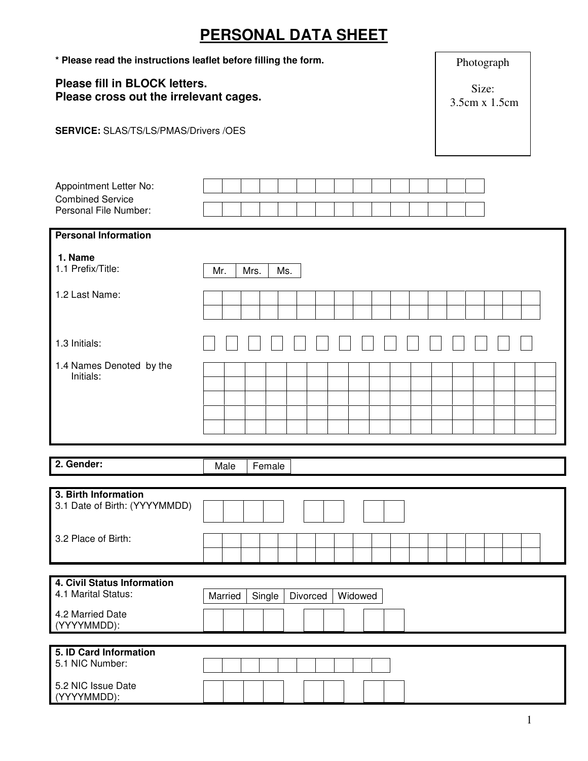# PERSONAL DATA SHEET

**\* Please read the instructions leaflet before filling the form.**

**Please fill in BLOCK letters.**
**Please cross out the irrelevant cages.**

**SERVICE:** SLAS/TS/LS/PMAS/Drivers /OES

Photograph

Size:
3.5cm x 1.5cm

Appointment Letter No:

Combined Service Personal File Number:

**Personal Information**

**1. Name**

1.1 Prefix/Title: Mr. | Mrs. | Ms.

1.2 Last Name:

1.3 Initials:

1.4 Names Denoted by the Initials:

**2. Gender:** Male | Female

**3. Birth Information**

3.1 Date of Birth: (YYYYMMDD)

3.2 Place of Birth:

**4. Civil Status Information**

4.1 Marital Status: Married | Single | Divorced | Widowed

4.2 Married Date (YYYYMMDD):

**5. ID Card Information**

5.1 NIC Number:

5.2 NIC Issue Date (YYYYMMDD):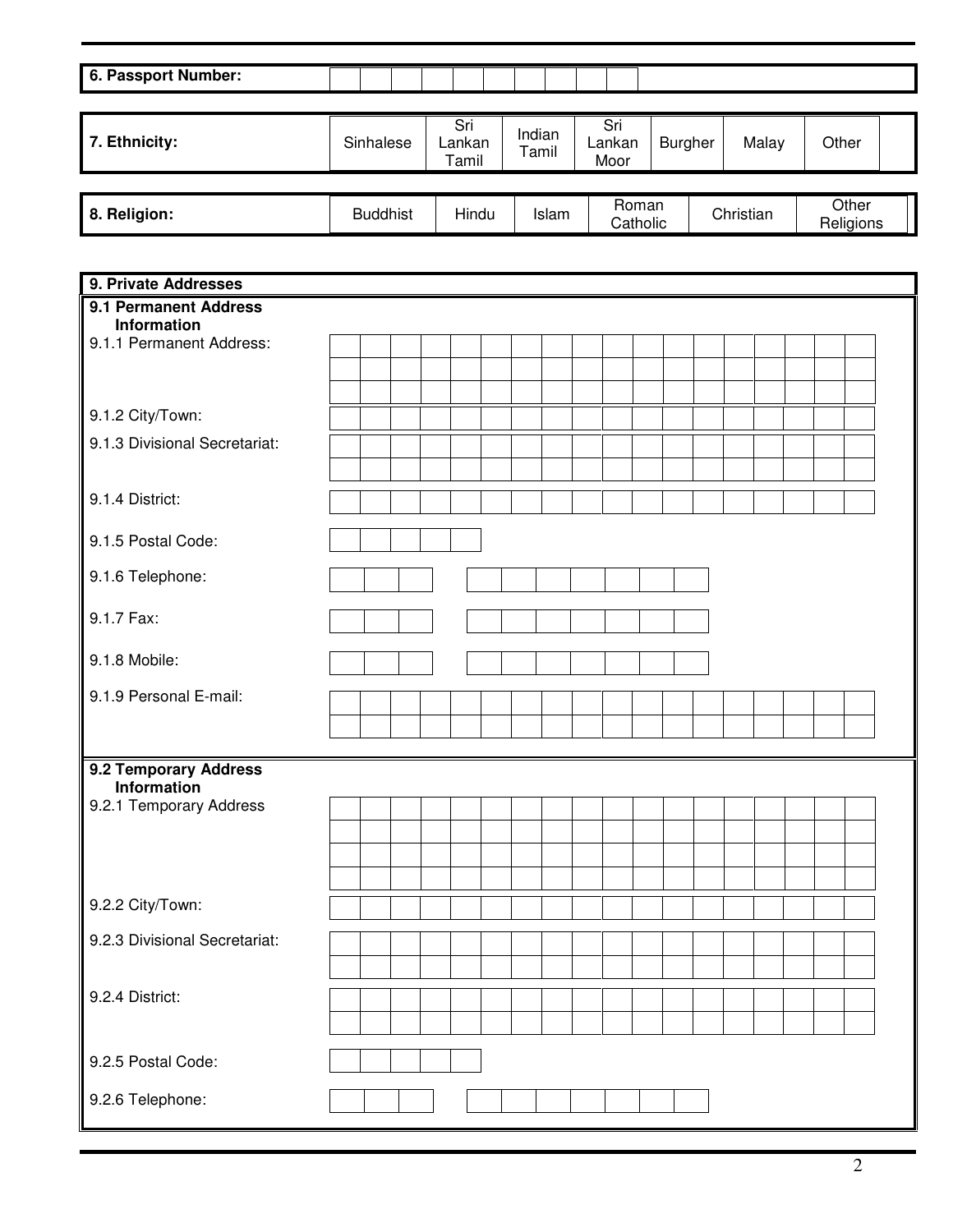| 6. Passport Number: | |
|---|---|

| 7. Ethnicity: | Sinhalese | Sri Lankan Tamil | Indian Tamil | Sri Lankan Moor | Burgher | Malay | Other |
|---|---|---|---|---|---|---|---|

| 8. Religion: | Buddhist | Hindu | Islam | Roman Catholic | Christian | Other Religions |
|---|---|---|---|---|---|---|

**9. Private Addresses**

**9.1 Permanent Address Information**

| Field | |
|---|---|
| 9.1.1 Permanent Address: | |
| 9.1.2 City/Town: | |
| 9.1.3 Divisional Secretariat: | |
| 9.1.4 District: | |
| 9.1.5 Postal Code: | |
| 9.1.6 Telephone: | |
| 9.1.7 Fax: | |
| 9.1.8 Mobile: | |
| 9.1.9 Personal E-mail: | |

**9.2 Temporary Address Information**

| Field | |
|---|---|
| 9.2.1 Temporary Address | |
| 9.2.2 City/Town: | |
| 9.2.3 Divisional Secretariat: | |
| 9.2.4 District: | |
| 9.2.5 Postal Code: | |
| 9.2.6 Telephone: | |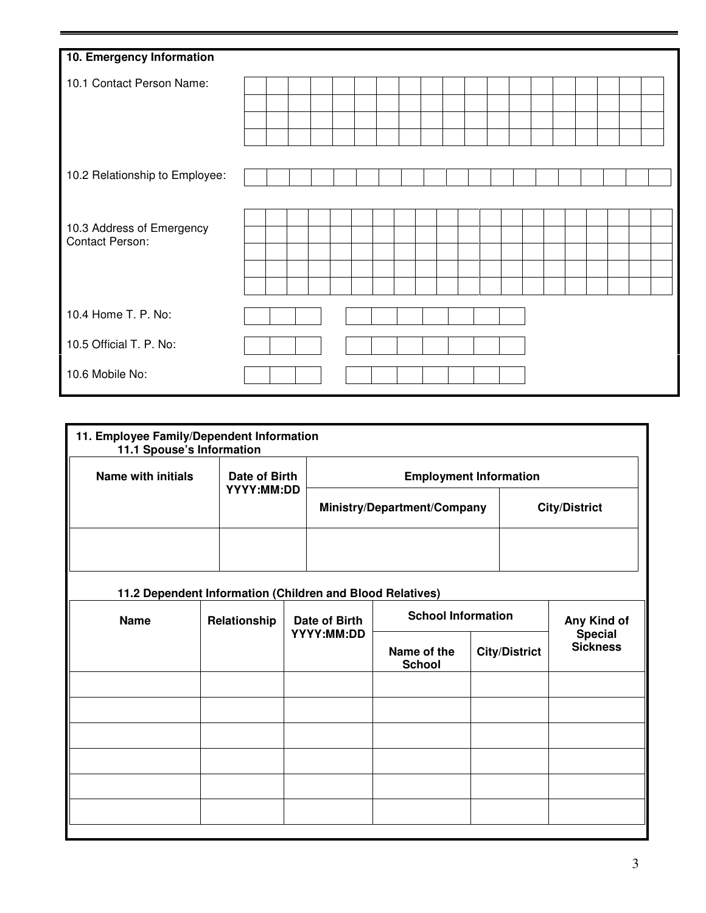## 10. Emergency Information

10.1 Contact Person Name:

10.2 Relationship to Employee:

10.3 Address of Emergency Contact Person:

10.4 Home T. P. No:

10.5 Official T. P. No:

10.6 Mobile No:

## 11. Employee Family/Dependent Information

### 11.1 Spouse's Information

| Name with initials | Date of Birth YYYY:MM:DD | Employment Information | |
|---|---|---|---|
| | | Ministry/Department/Company | City/District |
| | | | |

### 11.2 Dependent Information (Children and Blood Relatives)

| Name | Relationship | Date of Birth YYYY:MM:DD | School Information | | Any Kind of Special Sickness |
|---|---|---|---|---|---|
| | | | Name of the School | City/District | |
| | | | | | |
| | | | | | |
| | | | | | |
| | | | | | |
| | | | | | |
| | | | | | |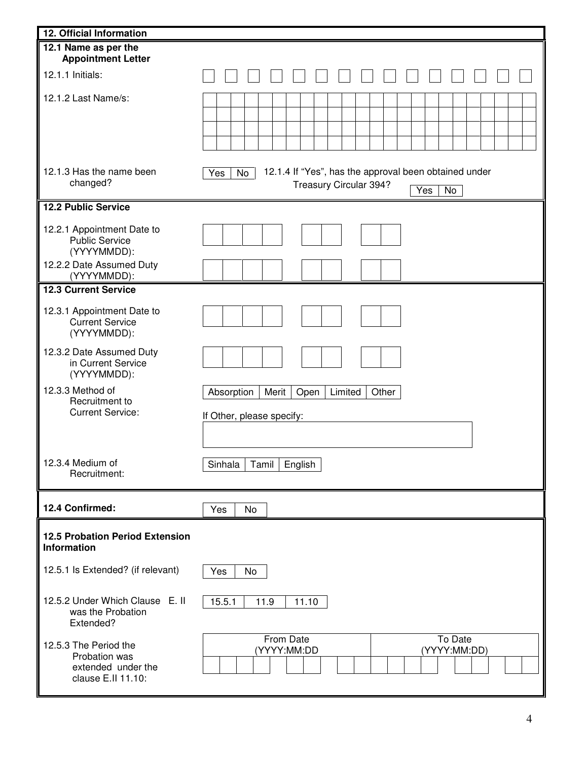## 12. Official Information

### 12.1 Name as per the Appointment Letter

12.1.1 Initials: | | | | | | | | | | | | | | | |

12.1.2 Last Name/s:

| | | | | | | | | | | | | | | | | | | | | | | | |
|---|---|---|---|---|---|---|---|---|---|---|---|---|---|---|---|---|---|---|---|---|---|---|---|
| | | | | | | | | | | | | | | | | | | | | | | | |
| | | | | | | | | | | | | | | | | | | | | | | | |
| | | | | | | | | | | | | | | | | | | | | | | | |

12.1.3 Has the name been changed? | Yes | No |

12.1.4 If "Yes", has the approval been obtained under Treasury Circular 394? | Yes | No |

### 12.2 Public Service

12.2.1 Appointment Date to Public Service (YYYYMMDD): | | | | | | | | |

12.2.2 Date Assumed Duty (YYYYMMDD): | | | | | | | | |

### 12.3 Current Service

12.3.1 Appointment Date to Current Service (YYYYMMDD): | | | | | | | | |

12.3.2 Date Assumed Duty in Current Service (YYYYMMDD): | | | | | | | | |

12.3.3 Method of Recruitment to Current Service: | Absorption | Merit | Open | Limited | Other |

If Other, please specify:

12.3.4 Medium of Recruitment: | Sinhala | Tamil | English |

### 12.4 Confirmed:

| Yes | No |

### 12.5 Probation Period Extension Information

12.5.1 Is Extended? (if relevant) | Yes | No |

12.5.2 Under Which Clause E. II was the Probation Extended? | 15.5.1 | 11.9 | 11.10 |

12.5.3 The Period the Probation was extended under the clause E.II 11.10:

| From Date (YYYY:MM:DD | To Date (YYYY:MM:DD) |
|---|---|
| | |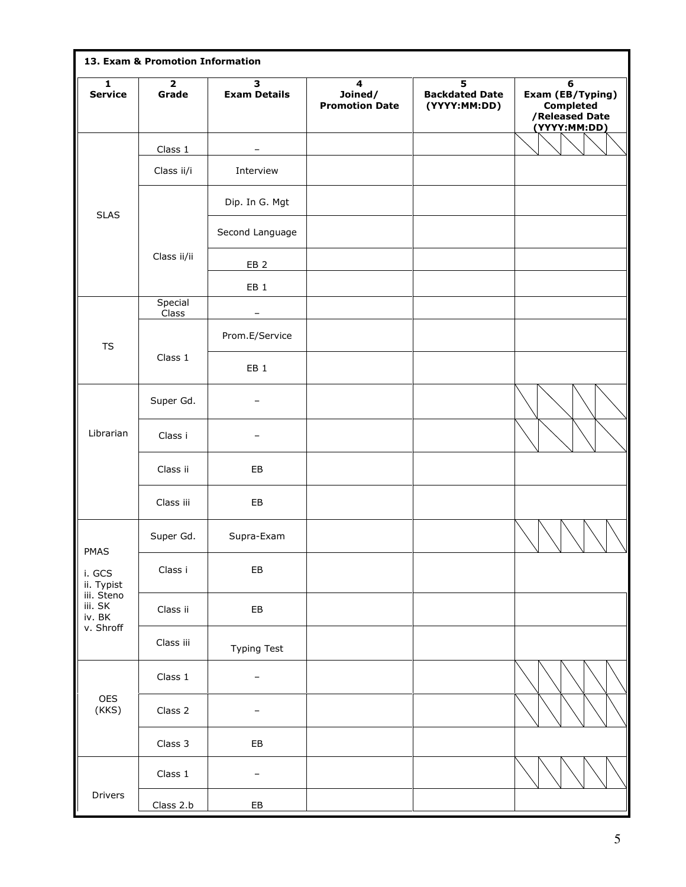## 13. Exam & Promotion Information

| 1<br>Service | 2<br>Grade | 3<br>Exam Details | 4<br>Joined/<br>Promotion Date | 5<br>Backdated Date<br>(YYYY:MM:DD) | 6<br>Exam (EB/Typing)<br>Completed<br>/Released Date<br>(YYYY:MM:DD) |
|---|---|---|---|---|---|
| SLAS | Class 1 | – | | | |
| | Class ii/i | Interview | | | |
| | Class ii/ii | Dip. In G. Mgt | | | |
| | | Second Language | | | |
| | | EB 2 | | | |
| | | EB 1 | | | |
| TS | Special Class | – | | | |
| | Class 1 | Prom.E/Service | | | |
| | | EB 1 | | | |
| Librarian | Super Gd. | – | | | |
| | Class i | – | | | |
| | Class ii | EB | | | |
| | Class iii | EB | | | |
| PMAS<br>i. GCS<br>ii. Typist<br>iii. Steno<br>iii. SK<br>iv. BK<br>v. Shroff | Super Gd. | Supra-Exam | | | |
| | Class i | EB | | | |
| | Class ii | EB | | | |
| | Class iii | Typing Test | | | |
| OES (KKS) | Class 1 | – | | | |
| | Class 2 | – | | | |
| | Class 3 | EB | | | |
| Drivers | Class 1 | – | | | |
| | Class 2.b | EB | | | |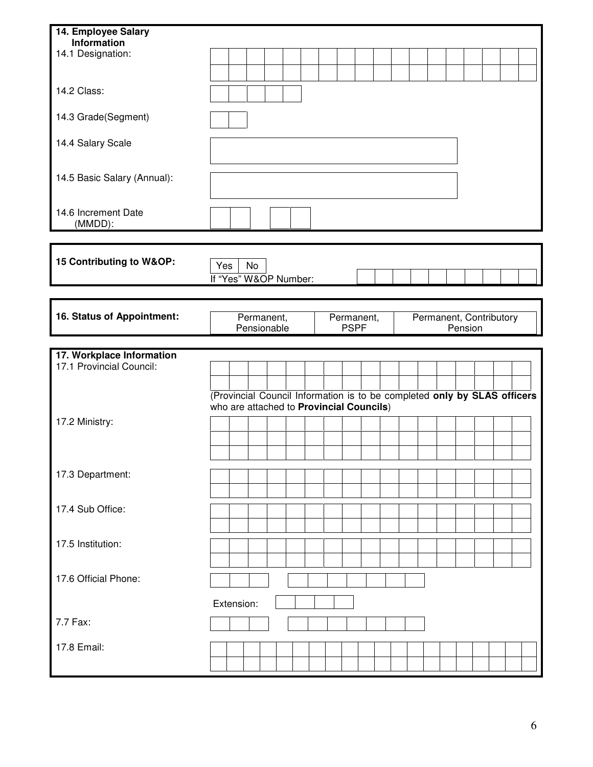**14. Employee Salary Information**

14.1 Designation:

14.2 Class:

14.3 Grade(Segment)

14.4 Salary Scale

14.5 Basic Salary (Annual):

14.6 Increment Date (MMDD):

**15 Contributing to W&OP:**

| Yes | No |
|---|---|

If "Yes" W&OP Number:

**16. Status of Appointment:**

| Permanent, Pensionable | Permanent, PSPF | Permanent, Contributory Pension |
|---|---|---|

**17. Workplace Information**

17.1 Provincial Council:

(Provincial Council Information is to be completed **only by SLAS officers** who are attached to **Provincial Councils**)

17.2 Ministry:

17.3 Department:

17.4 Sub Office:

17.5 Institution:

17.6 Official Phone:

Extension:

7.7 Fax:

17.8 Email: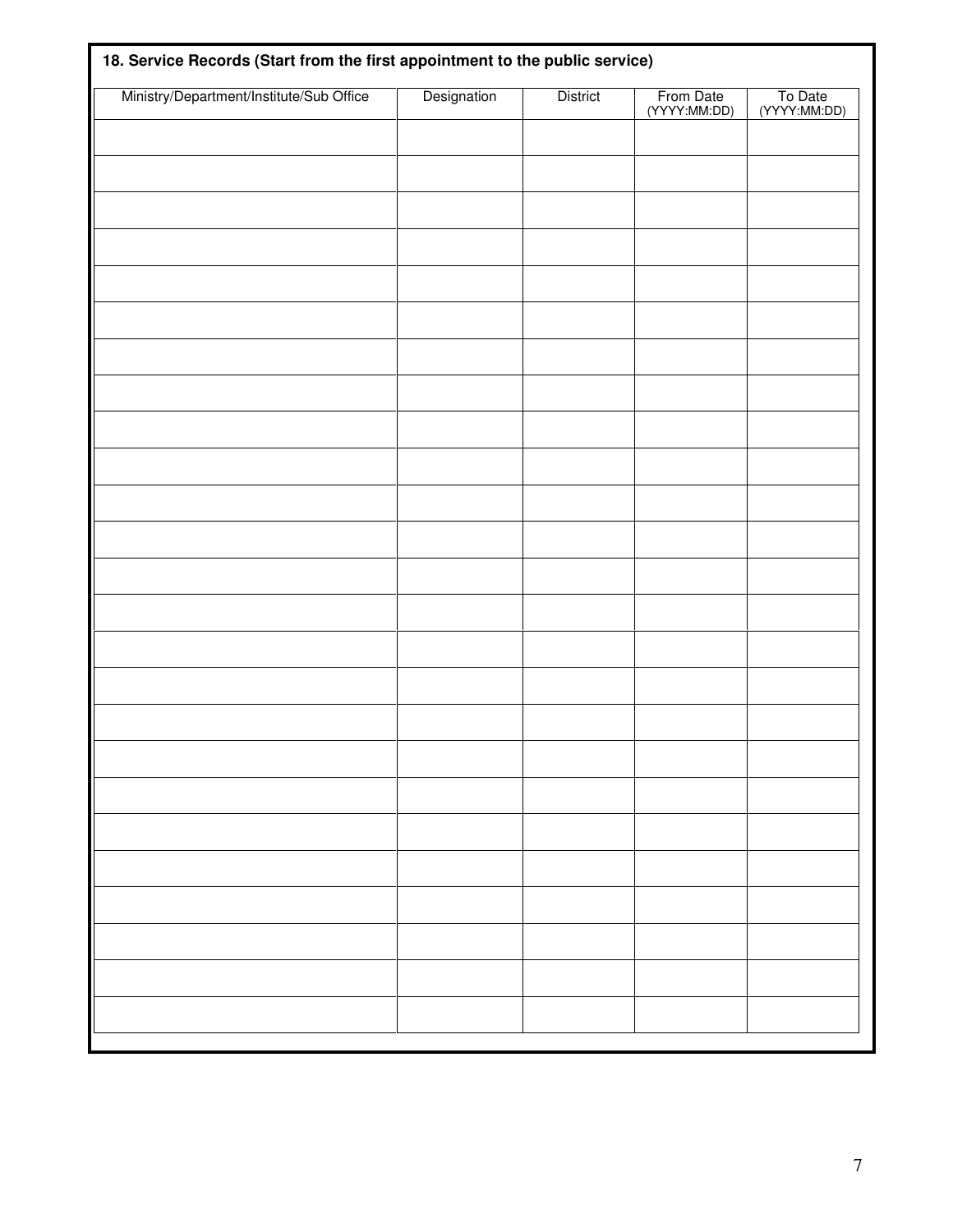## 18. Service Records (Start from the first appointment to the public service)

| Ministry/Department/Institute/Sub Office | Designation | District | From Date (YYYY:MM:DD) | To Date (YYYY:MM:DD) |
|---|---|---|---|---|
| | | | | |
| | | | | |
| | | | | |
| | | | | |
| | | | | |
| | | | | |
| | | | | |
| | | | | |
| | | | | |
| | | | | |
| | | | | |
| | | | | |
| | | | | |
| | | | | |
| | | | | |
| | | | | |
| | | | | |
| | | | | |
| | | | | |
| | | | | |
| | | | | |
| | | | | |
| | | | | |
| | | | | |
| | | | | |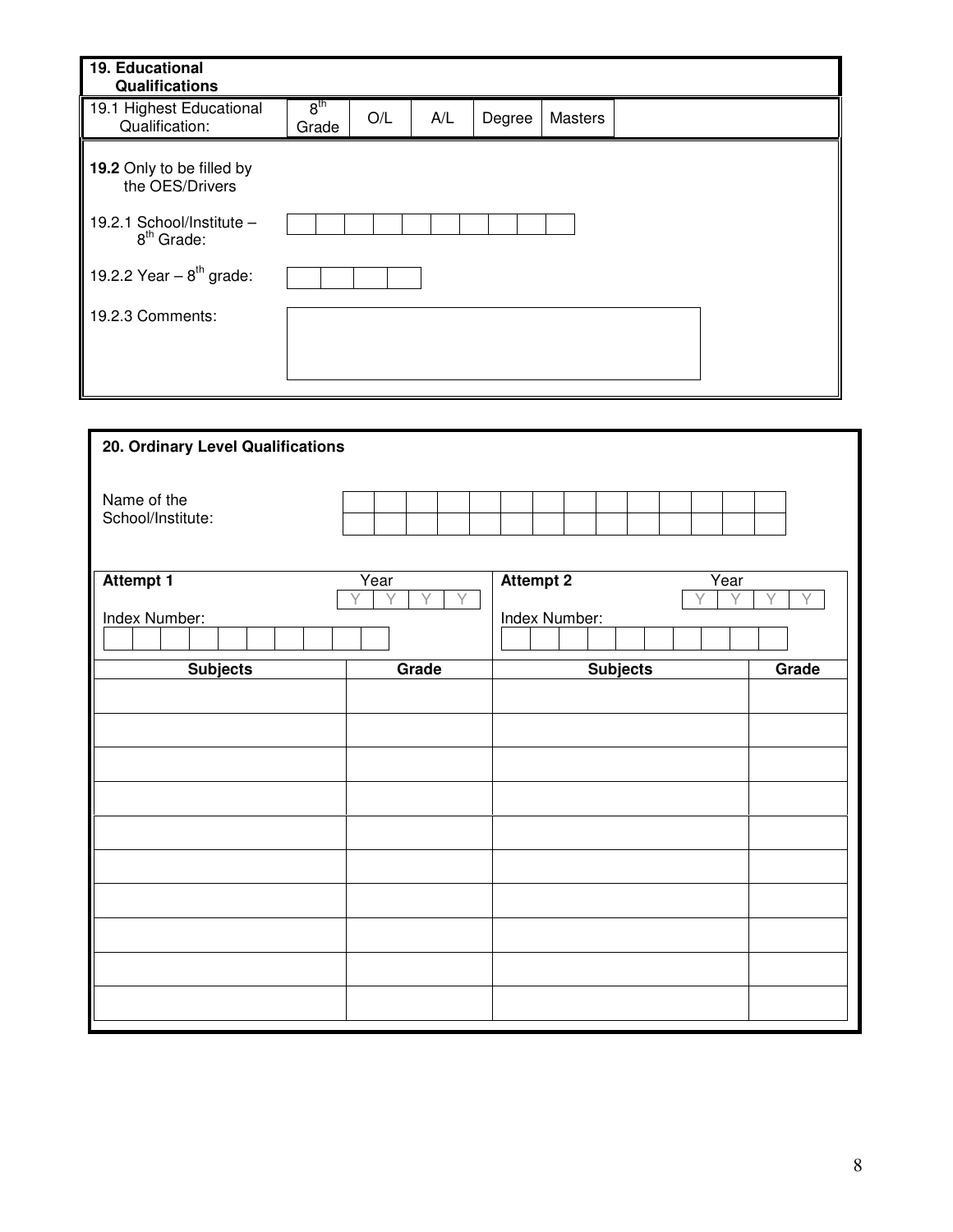## 19. Educational Qualifications

| 19.1 Highest Educational Qualification: | 8th Grade | O/L | A/L | Degree | Masters |
|---|---|---|---|---|---|

**19.2** Only to be filled by the OES/Drivers

19.2.1 School/Institute – 8th Grade:

| | | | | | | | | | |
|---|---|---|---|---|---|---|---|---|---|

19.2.2 Year – 8th grade:

| | | | |
|---|---|---|---|

19.2.3 Comments:

## 20. Ordinary Level Qualifications

Name of the School/Institute:

| | | | | | | | | | | | | | |
|---|---|---|---|---|---|---|---|---|---|---|---|---|---|
| | | | | | | | | | | | | | |

**Attempt 1** Year: Y Y Y Y

Index Number:

| | | | | | | | | | |
|---|---|---|---|---|---|---|---|---|---|

**Attempt 2** Year: Y Y Y Y

Index Number:

| | | | | | | | | |
|---|---|---|---|---|---|---|---|---|

| Subjects | Grade | Subjects | Grade |
|---|---|---|---|
| | | | |
| | | | |
| | | | |
| | | | |
| | | | |
| | | | |
| | | | |
| | | | |
| | | | |
| | | | |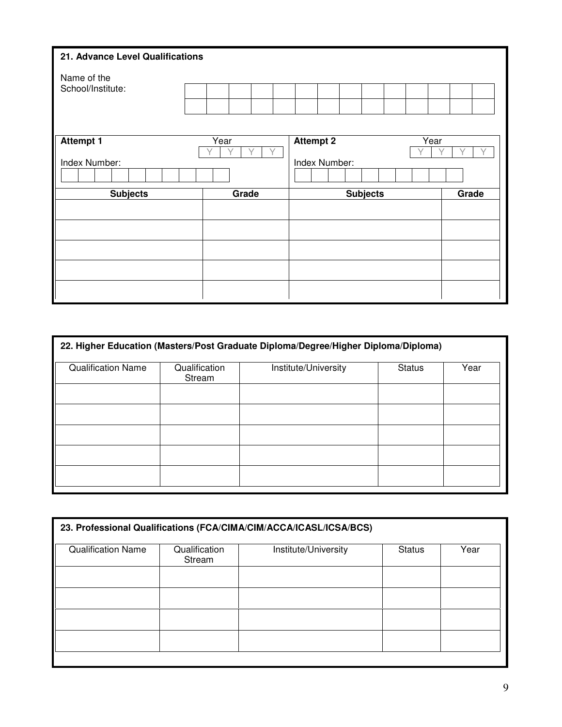## 21. Advance Level Qualifications

Name of the School/Institute:

| | | | | | | | | | | | | | |
|---|---|---|---|---|---|---|---|---|---|---|---|---|---|
| | | | | | | | | | | | | | |
| | | | | | | | | | | | | | |

**Attempt 1** Year Y Y Y Y

Index Number:

**Attempt 2** Year Y Y Y Y

Index Number:

| Subjects | Grade | Subjects | Grade |
|---|---|---|---|
| | | | |
| | | | |
| | | | |
| | | | |
| | | | |

## 22. Higher Education (Masters/Post Graduate Diploma/Degree/Higher Diploma/Diploma)

| Qualification Name | Qualification Stream | Institute/University | Status | Year |
|---|---|---|---|---|
| | | | | |
| | | | | |
| | | | | |
| | | | | |
| | | | | |

## 23. Professional Qualifications (FCA/CIMA/CIM/ACCA/ICASL/ICSA/BCS)

| Qualification Name | Qualification Stream | Institute/University | Status | Year |
|---|---|---|---|---|
| | | | | |
| | | | | |
| | | | | |
| | | | | |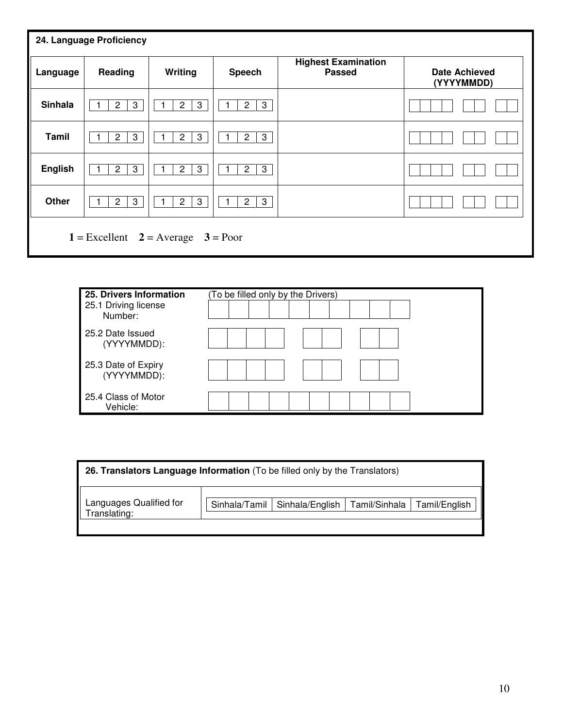## 24. Language Proficiency

| Language | Reading | Writing | Speech | Highest Examination Passed | Date Achieved (YYYYMMDD) |
|---|---|---|---|---|---|
| Sinhala | 1 2 3 | 1 2 3 | 1 2 3 | | |
| Tamil | 1 2 3 | 1 2 3 | 1 2 3 | | |
| English | 1 2 3 | 1 2 3 | 1 2 3 | | |
| Other | 1 2 3 | 1 2 3 | 1 2 3 | | |

**1** = Excellent **2** = Average **3** = Poor

## 25. Drivers Information

(To be filled only by the Drivers)

| | |
|---|---|
| 25.1 Driving license Number: | |
| 25.2 Date Issued (YYYYMMDD): | |
| 25.3 Date of Expiry (YYYYMMDD): | |
| 25.4 Class of Motor Vehicle: | |

## 26. Translators Language Information

(To be filled only by the Translators)

| Languages Qualified for Translating: | Sinhala/Tamil | Sinhala/English | Tamil/Sinhala | Tamil/English |
|---|---|---|---|---|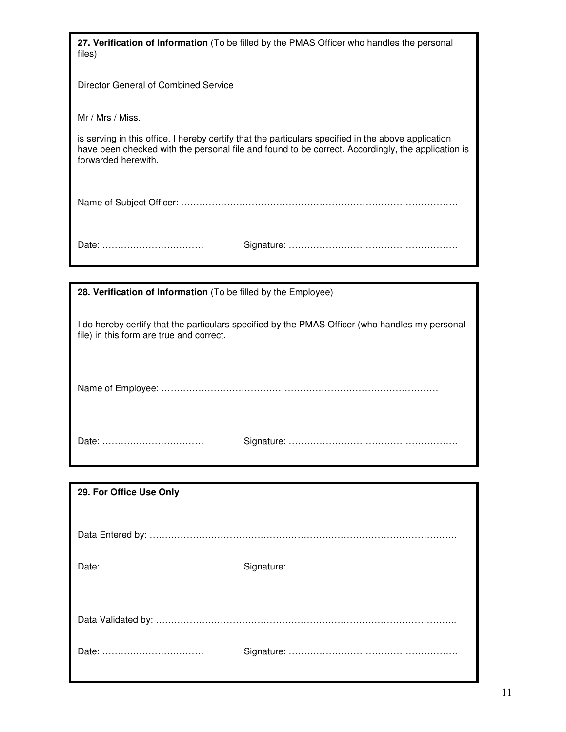**27. Verification of Information** (To be filled by the PMAS Officer who handles the personal files)

Director General of Combined Service

Mr / Mrs / Miss. ________________________________________________________________

is serving in this office. I hereby certify that the particulars specified in the above application have been checked with the personal file and found to be correct. Accordingly, the application is forwarded herewith.

Name of Subject Officer: ……………………………………………………………………………

Date: ……………………………    Signature: ……………………………………………….

**28. Verification of Information** (To be filled by the Employee)

I do hereby certify that the particulars specified by the PMAS Officer (who handles my personal file) in this form are true and correct.

Name of Employee: ……………………………………………………………………………

Date: ……………………………    Signature: ……………………………………………….

**29. For Office Use Only**

Data Entered by: ……………………………………………………………………………………

Date: ……………………………    Signature: ……………………………………………….

Data Validated by: …………………………………………………………………………………..

Date: ……………………………    Signature: ……………………………………………….